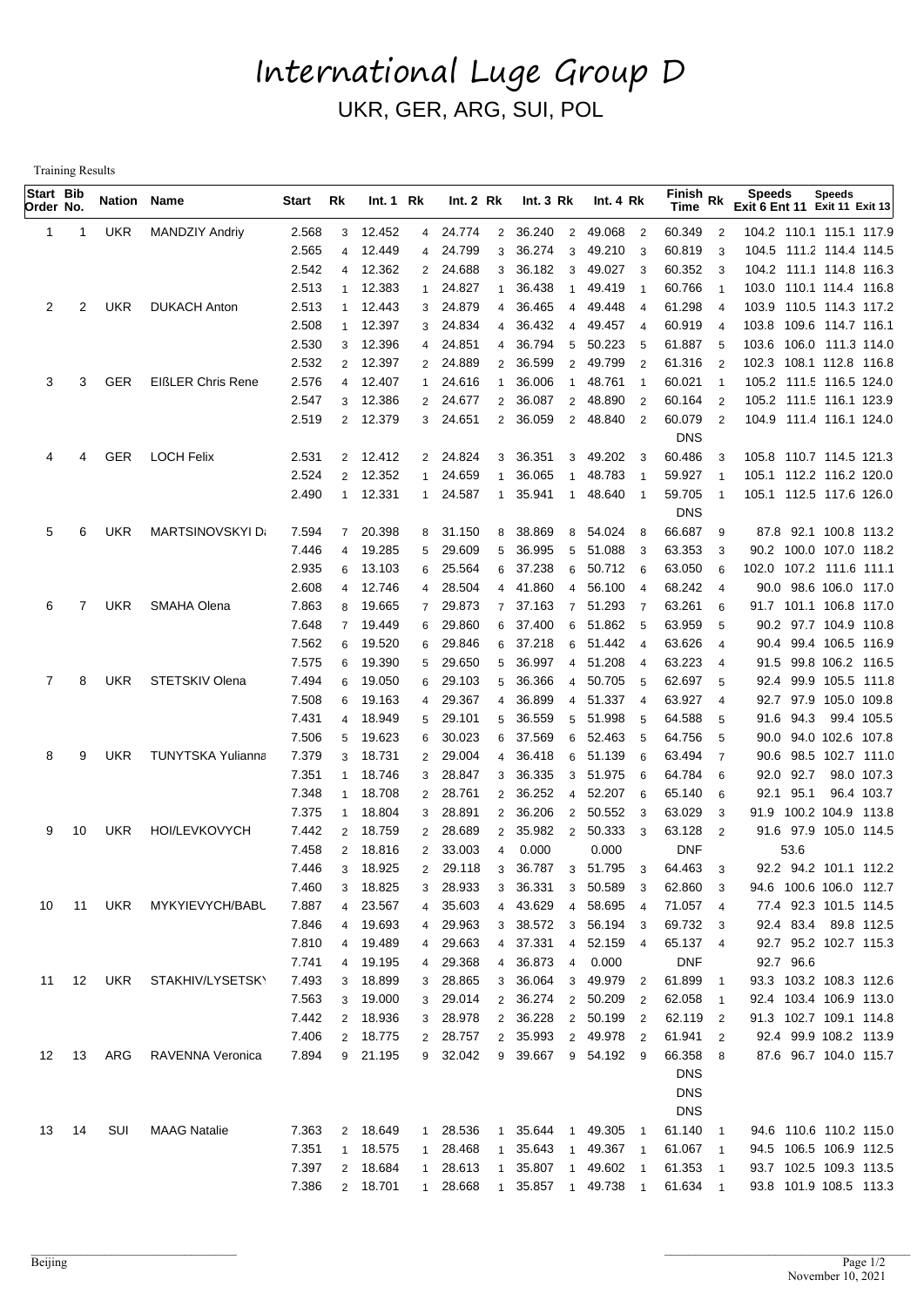# International Luge Group D

UKR, GER, ARG, SUI, POL

Training Results

| Start Order | Bib No. | Nation | Name | Start | Rk | Int. 1 | Rk | Int. 2 | Rk | Int. 3 | Rk | Int. 4 | Rk | Finish Time | Rk | Speeds Exit 6 | Speeds Ent 11 | Speeds Exit 11 | Speeds Exit 13 |
|---|---|---|---|---|---|---|---|---|---|---|---|---|---|---|---|---|---|---|---|
| 1 | 1 | UKR | MANDZIY Andriy | 2.568 | 3 | 12.452 | 4 | 24.774 | 2 | 36.240 | 2 | 49.068 | 2 | 60.349 | 2 | 104.2 | 110.1 | 115.1 | 117.9 |
| | | | | 2.565 | 4 | 12.449 | 4 | 24.799 | 3 | 36.274 | 3 | 49.210 | 3 | 60.819 | 3 | 104.5 | 111.2 | 114.4 | 114.5 |
| | | | | 2.542 | 4 | 12.362 | 2 | 24.688 | 3 | 36.182 | 3 | 49.027 | 3 | 60.352 | 3 | 104.2 | 111.1 | 114.8 | 116.3 |
| | | | | 2.513 | 1 | 12.383 | 1 | 24.827 | 1 | 36.438 | 1 | 49.419 | 1 | 60.766 | 1 | 103.0 | 110.1 | 114.4 | 116.8 |
| 2 | 2 | UKR | DUKACH Anton | 2.513 | 1 | 12.443 | 3 | 24.879 | 4 | 36.465 | 4 | 49.448 | 4 | 61.298 | 4 | 103.9 | 110.5 | 114.3 | 117.2 |
| | | | | 2.508 | 1 | 12.397 | 3 | 24.834 | 4 | 36.432 | 4 | 49.457 | 4 | 60.919 | 4 | 103.8 | 109.6 | 114.7 | 116.1 |
| | | | | 2.530 | 3 | 12.396 | 4 | 24.851 | 4 | 36.794 | 5 | 50.223 | 5 | 61.887 | 5 | 103.6 | 106.0 | 111.3 | 114.0 |
| | | | | 2.532 | 2 | 12.397 | 2 | 24.889 | 2 | 36.599 | 2 | 49.799 | 2 | 61.316 | 2 | 102.3 | 108.1 | 112.8 | 116.8 |
| 3 | 3 | GER | EIßLER Chris Rene | 2.576 | 4 | 12.407 | 1 | 24.616 | 1 | 36.006 | 1 | 48.761 | 1 | 60.021 | 1 | 105.2 | 111.5 | 116.5 | 124.0 |
| | | | | 2.547 | 3 | 12.386 | 2 | 24.677 | 2 | 36.087 | 2 | 48.890 | 2 | 60.164 | 2 | 105.2 | 111.5 | 116.1 | 123.9 |
| | | | | 2.519 | 2 | 12.379 | 3 | 24.651 | 2 | 36.059 | 2 | 48.840 | 2 | 60.079 | 2 | 104.9 | 111.4 | 116.1 | 124.0 |
| | | | | | | | | | | | | | | DNS | | | | | |
| 4 | 4 | GER | LOCH Felix | 2.531 | 2 | 12.412 | 2 | 24.824 | 3 | 36.351 | 3 | 49.202 | 3 | 60.486 | 3 | 105.8 | 110.7 | 114.5 | 121.3 |
| | | | | 2.524 | 2 | 12.352 | 1 | 24.659 | 1 | 36.065 | 1 | 48.783 | 1 | 59.927 | 1 | 105.1 | 112.2 | 116.2 | 120.0 |
| | | | | 2.490 | 1 | 12.331 | 1 | 24.587 | 1 | 35.941 | 1 | 48.640 | 1 | 59.705 | 1 | 105.1 | 112.5 | 117.6 | 126.0 |
| | | | | | | | | | | | | | | DNS | | | | | |
| 5 | 6 | UKR | MARTSINOVSKYI D | 7.594 | 7 | 20.398 | 8 | 31.150 | 8 | 38.869 | 8 | 54.024 | 8 | 66.687 | 9 | 87.8 | 92.1 | 100.8 | 113.2 |
| | | | | 7.446 | 4 | 19.285 | 5 | 29.609 | 5 | 36.995 | 5 | 51.088 | 3 | 63.353 | 3 | 90.2 | 100.0 | 107.0 | 118.2 |
| | | | | 2.935 | 6 | 13.103 | 6 | 25.564 | 6 | 37.238 | 6 | 50.712 | 6 | 63.050 | 6 | 102.0 | 107.2 | 111.6 | 111.1 |
| | | | | 2.608 | 4 | 12.746 | 4 | 28.504 | 4 | 41.860 | 4 | 56.100 | 4 | 68.242 | 4 | 90.0 | 98.6 | 106.0 | 117.0 |
| 6 | 7 | UKR | SMAHA Olena | 7.863 | 8 | 19.665 | 7 | 29.873 | 7 | 37.163 | 7 | 51.293 | 7 | 63.261 | 6 | 91.7 | 101.1 | 106.8 | 117.0 |
| | | | | 7.648 | 7 | 19.449 | 6 | 29.860 | 6 | 37.400 | 6 | 51.862 | 5 | 63.959 | 5 | 90.2 | 97.7 | 104.9 | 110.8 |
| | | | | 7.562 | 6 | 19.520 | 6 | 29.846 | 6 | 37.218 | 6 | 51.442 | 4 | 63.626 | 4 | 90.4 | 99.4 | 106.5 | 116.9 |
| | | | | 7.575 | 6 | 19.390 | 5 | 29.650 | 5 | 36.997 | 4 | 51.208 | 4 | 63.223 | 4 | 91.5 | 99.8 | 106.2 | 116.5 |
| 7 | 8 | UKR | STETSKIV Olena | 7.494 | 6 | 19.050 | 6 | 29.103 | 5 | 36.366 | 4 | 50.705 | 5 | 62.697 | 5 | 92.4 | 99.9 | 105.5 | 111.8 |
| | | | | 7.508 | 6 | 19.163 | 4 | 29.367 | 4 | 36.899 | 4 | 51.337 | 4 | 63.927 | 4 | 92.7 | 97.9 | 105.0 | 109.8 |
| | | | | 7.431 | 4 | 18.949 | 5 | 29.101 | 5 | 36.559 | 5 | 51.998 | 5 | 64.588 | 5 | 91.6 | 94.3 | 99.4 | 105.5 |
| | | | | 7.506 | 5 | 19.623 | 6 | 30.023 | 6 | 37.569 | 6 | 52.463 | 5 | 64.756 | 5 | 90.0 | 94.0 | 102.6 | 107.8 |
| 8 | 9 | UKR | TUNYTSKA Yulianna | 7.379 | 3 | 18.731 | 2 | 29.004 | 4 | 36.418 | 6 | 51.139 | 6 | 63.494 | 7 | 90.6 | 98.5 | 102.7 | 111.0 |
| | | | | 7.351 | 1 | 18.746 | 3 | 28.847 | 3 | 36.335 | 3 | 51.975 | 6 | 64.784 | 6 | 92.0 | 92.7 | 98.0 | 107.3 |
| | | | | 7.348 | 1 | 18.708 | 2 | 28.761 | 2 | 36.252 | 4 | 52.207 | 6 | 65.140 | 6 | 92.1 | 95.1 | 96.4 | 103.7 |
| | | | | 7.375 | 1 | 18.804 | 3 | 28.891 | 2 | 36.206 | 2 | 50.552 | 3 | 63.029 | 3 | 91.9 | 100.2 | 104.9 | 113.8 |
| 9 | 10 | UKR | HOI/LEVKOVYCH | 7.442 | 2 | 18.759 | 2 | 28.689 | 2 | 35.982 | 2 | 50.333 | 3 | 63.128 | 2 | 91.6 | 97.9 | 105.0 | 114.5 |
| | | | | 7.458 | 2 | 18.816 | 2 | 33.003 | 4 | 0.000 | | 0.000 | | DNF | | | 53.6 | | |
| | | | | 7.446 | 3 | 18.925 | 2 | 29.118 | 3 | 36.787 | 3 | 51.795 | 3 | 64.463 | 3 | 92.2 | 94.2 | 101.1 | 112.2 |
| | | | | 7.460 | 3 | 18.825 | 3 | 28.933 | 3 | 36.331 | 3 | 50.589 | 3 | 62.860 | 3 | 94.6 | 100.6 | 106.0 | 112.7 |
| 10 | 11 | UKR | MYKYIEVYCH/BABU | 7.887 | 4 | 23.567 | 4 | 35.603 | 4 | 43.629 | 4 | 58.695 | 4 | 71.057 | 4 | 77.4 | 92.3 | 101.5 | 114.5 |
| | | | | 7.846 | 4 | 19.693 | 4 | 29.963 | 3 | 38.572 | 3 | 56.194 | 3 | 69.732 | 3 | 92.4 | 83.4 | 89.8 | 112.5 |
| | | | | 7.810 | 4 | 19.489 | 4 | 29.663 | 4 | 37.331 | 4 | 52.159 | 4 | 65.137 | 4 | 92.7 | 95.2 | 102.7 | 115.3 |
| | | | | 7.741 | 4 | 19.195 | 4 | 29.368 | 4 | 36.873 | 4 | 0.000 | | DNF | | 92.7 | 96.6 | | |
| 11 | 12 | UKR | STAKHIV/LYSETSKY | 7.493 | 3 | 18.899 | 3 | 28.865 | 3 | 36.064 | 3 | 49.979 | 2 | 61.899 | 1 | 93.3 | 103.2 | 108.3 | 112.6 |
| | | | | 7.563 | 3 | 19.000 | 3 | 29.014 | 2 | 36.274 | 2 | 50.209 | 2 | 62.058 | 1 | 92.4 | 103.4 | 106.9 | 113.0 |
| | | | | 7.442 | 2 | 18.936 | 3 | 28.978 | 2 | 36.228 | 2 | 50.199 | 2 | 62.119 | 2 | 91.3 | 102.7 | 109.1 | 114.8 |
| | | | | 7.406 | 2 | 18.775 | 2 | 28.757 | 2 | 35.993 | 2 | 49.978 | 2 | 61.941 | 2 | 92.4 | 99.9 | 108.2 | 113.9 |
| 12 | 13 | ARG | RAVENNA Veronica | 7.894 | 9 | 21.195 | 9 | 32.042 | 9 | 39.667 | 9 | 54.192 | 9 | 66.358 | 8 | 87.6 | 96.7 | 104.0 | 115.7 |
| | | | | | | | | | | | | | | DNS | | | | | |
| | | | | | | | | | | | | | | DNS | | | | | |
| | | | | | | | | | | | | | | DNS | | | | | |
| 13 | 14 | SUI | MAAG Natalie | 7.363 | 2 | 18.649 | 1 | 28.536 | 1 | 35.644 | 1 | 49.305 | 1 | 61.140 | 1 | 94.6 | 110.6 | 110.2 | 115.0 |
| | | | | 7.351 | 1 | 18.575 | 1 | 28.468 | 1 | 35.643 | 1 | 49.367 | 1 | 61.067 | 1 | 94.5 | 106.5 | 106.9 | 112.5 |
| | | | | 7.397 | 2 | 18.684 | 1 | 28.613 | 1 | 35.807 | 1 | 49.602 | 1 | 61.353 | 1 | 93.7 | 102.5 | 109.3 | 113.5 |
| | | | | 7.386 | 2 | 18.701 | 1 | 28.668 | 1 | 35.857 | 1 | 49.738 | 1 | 61.634 | 1 | 93.8 | 101.9 | 108.5 | 113.3 |

Beijing

November 10, 2021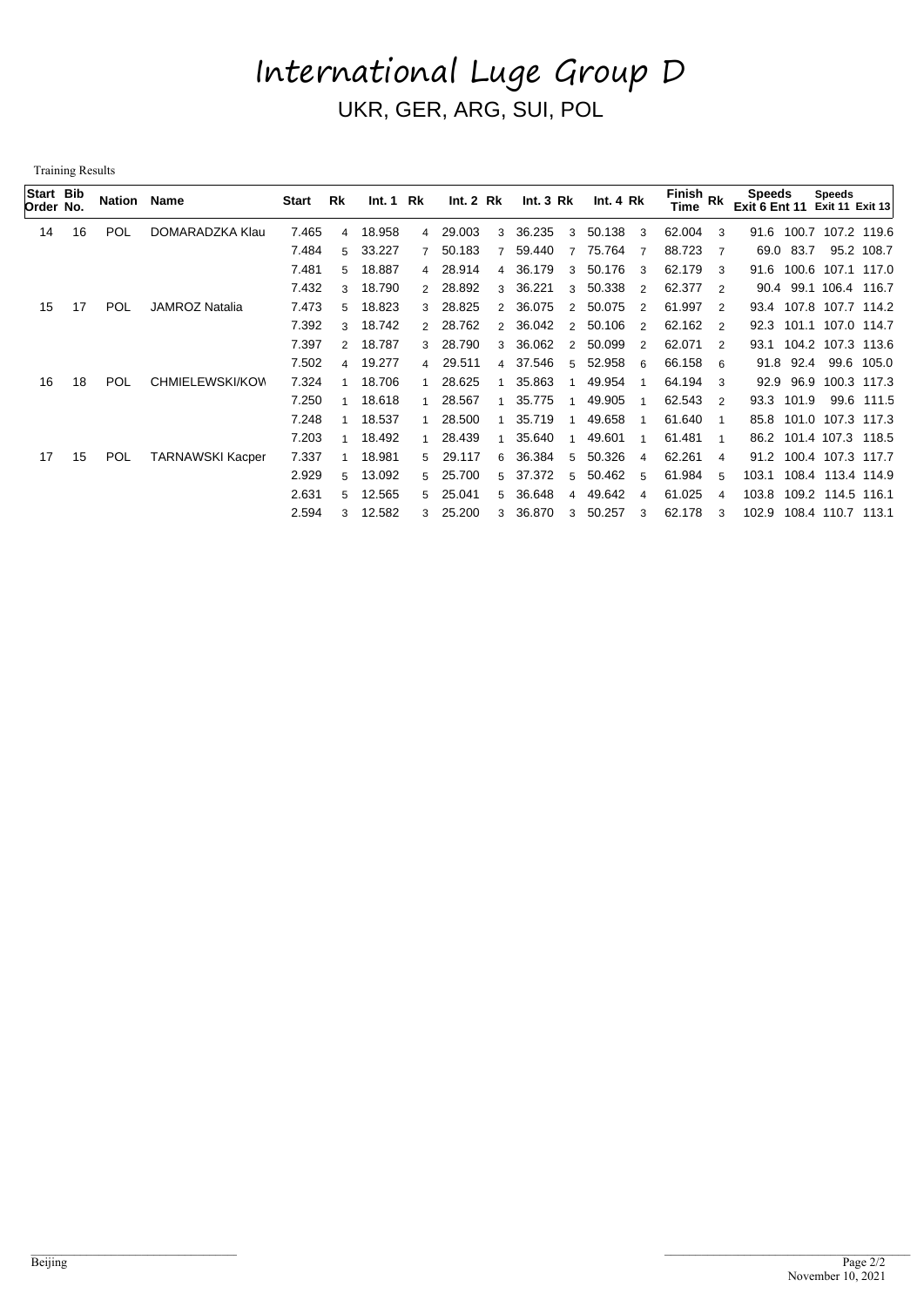# International Luge Group D

UKR, GER, ARG, SUI, POL

Training Results

| Start Order | Bib No. | Nation | Name | Start | Rk | Int. 1 | Rk | Int. 2 | Rk | Int. 3 | Rk | Int. 4 | Rk | Finish Time | Rk | Speeds Exit 6 | Speeds Ent 11 | Speeds Exit 11 | Speeds Exit 13 |
|---|---|---|---|---|---|---|---|---|---|---|---|---|---|---|---|---|---|---|---|
| 14 | 16 | POL | DOMARADZKA Klau | 7.465 | 4 | 18.958 | 4 | 29.003 | 3 | 36.235 | 3 | 50.138 | 3 | 62.004 | 3 | 91.6 | 100.7 | 107.2 | 119.6 |
| | | | | 7.484 | 5 | 33.227 | 7 | 50.183 | 7 | 59.440 | 7 | 75.764 | 7 | 88.723 | 7 | 69.0 | 83.7 | 95.2 | 108.7 |
| | | | | 7.481 | 5 | 18.887 | 4 | 28.914 | 4 | 36.179 | 3 | 50.176 | 3 | 62.179 | 3 | 91.6 | 100.6 | 107.1 | 117.0 |
| | | | | 7.432 | 3 | 18.790 | 2 | 28.892 | 3 | 36.221 | 3 | 50.338 | 2 | 62.377 | 2 | 90.4 | 99.1 | 106.4 | 116.7 |
| 15 | 17 | POL | JAMROZ Natalia | 7.473 | 5 | 18.823 | 3 | 28.825 | 2 | 36.075 | 2 | 50.075 | 2 | 61.997 | 2 | 93.4 | 107.8 | 107.7 | 114.2 |
| | | | | 7.392 | 3 | 18.742 | 2 | 28.762 | 2 | 36.042 | 2 | 50.106 | 2 | 62.162 | 2 | 92.3 | 101.1 | 107.0 | 114.7 |
| | | | | 7.397 | 2 | 18.787 | 3 | 28.790 | 3 | 36.062 | 2 | 50.099 | 2 | 62.071 | 2 | 93.1 | 104.2 | 107.3 | 113.6 |
| | | | | 7.502 | 4 | 19.277 | 4 | 29.511 | 4 | 37.546 | 5 | 52.958 | 6 | 66.158 | 6 | 91.8 | 92.4 | 99.6 | 105.0 |
| 16 | 18 | POL | CHMIELEWSKI/KOW | 7.324 | 1 | 18.706 | 1 | 28.625 | 1 | 35.863 | 1 | 49.954 | 1 | 64.194 | 3 | 92.9 | 96.9 | 100.3 | 117.3 |
| | | | | 7.250 | 1 | 18.618 | 1 | 28.567 | 1 | 35.775 | 1 | 49.905 | 1 | 62.543 | 2 | 93.3 | 101.9 | 99.6 | 111.5 |
| | | | | 7.248 | 1 | 18.537 | 1 | 28.500 | 1 | 35.719 | 1 | 49.658 | 1 | 61.640 | 1 | 85.8 | 101.0 | 107.3 | 117.3 |
| | | | | 7.203 | 1 | 18.492 | 1 | 28.439 | 1 | 35.640 | 1 | 49.601 | 1 | 61.481 | 1 | 86.2 | 101.4 | 107.3 | 118.5 |
| 17 | 15 | POL | TARNAWSKI Kacper | 7.337 | 1 | 18.981 | 5 | 29.117 | 6 | 36.384 | 5 | 50.326 | 4 | 62.261 | 4 | 91.2 | 100.4 | 107.3 | 117.7 |
| | | | | 2.929 | 5 | 13.092 | 5 | 25.700 | 5 | 37.372 | 5 | 50.462 | 5 | 61.984 | 5 | 103.1 | 108.4 | 113.4 | 114.9 |
| | | | | 2.631 | 5 | 12.565 | 5 | 25.041 | 5 | 36.648 | 4 | 49.642 | 4 | 61.025 | 4 | 103.8 | 109.2 | 114.5 | 116.1 |
| | | | | 2.594 | 3 | 12.582 | 3 | 25.200 | 3 | 36.870 | 3 | 50.257 | 3 | 62.178 | 3 | 102.9 | 108.4 | 110.7 | 113.1 |

Beijing

November 10, 2021